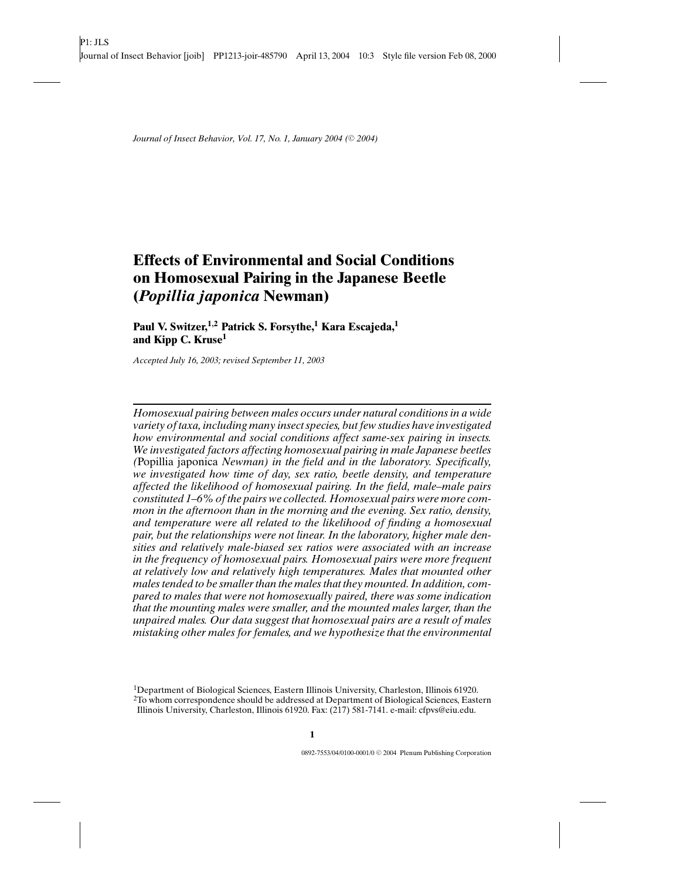# Effects of Environmental and Social Conditions on Homosexual Pairing in the Japanese Beetle (*Popillia japonica* Newman)

**Paul V. Switzer,[1,2] Patrick S. Forsythe,[1] Kara Escajeda,[1] and Kipp C. Kruse[1]**

*Accepted July 16, 2003; revised September 11, 2003*

---

*Homosexual pairing between males occurs under natural conditions in a wide variety of taxa, including many insect species, but few studies have investigated how environmental and social conditions affect same-sex pairing in insects. We investigated factors affecting homosexual pairing in male Japanese beetles (*Popillia japonica *Newman) in the field and in the laboratory. Specifically, we investigated how time of day, sex ratio, beetle density, and temperature affected the likelihood of homosexual pairing. In the field, male–male pairs constituted 1–6% of the pairs we collected. Homosexual pairs were more common in the afternoon than in the morning and the evening. Sex ratio, density, and temperature were all related to the likelihood of finding a homosexual pair, but the relationships were not linear. In the laboratory, higher male densities and relatively male-biased sex ratios were associated with an increase in the frequency of homosexual pairs. Homosexual pairs were more frequent at relatively low and relatively high temperatures. Males that mounted other males tended to be smaller than the males that they mounted. In addition, compared to males that were not homosexually paired, there was some indication that the mounting males were smaller, and the mounted males larger, than the unpaired males. Our data suggest that homosexual pairs are a result of males mistaking other males for females, and we hypothesize that the environmental*

[1]Department of Biological Sciences, Eastern Illinois University, Charleston, Illinois 61920.
[2]To whom correspondence should be addressed at Department of Biological Sciences, Eastern Illinois University, Charleston, Illinois 61920. Fax: (217) 581-7141. e-mail: cfpvs@eiu.edu.

0892-7553/04/0100-0001/0 © 2004 Plenum Publishing Corporation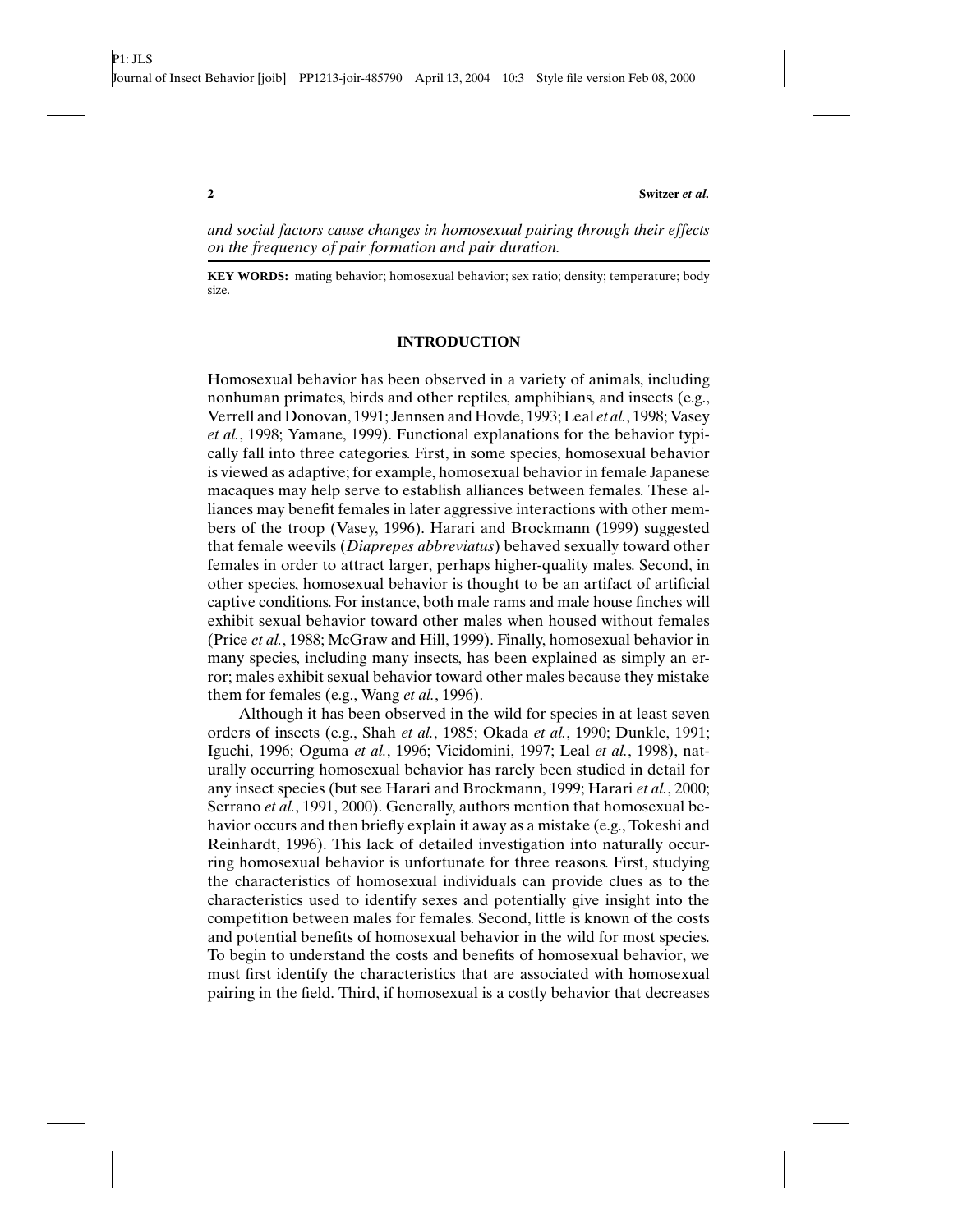*and social factors cause changes in homosexual pairing through their effects on the frequency of pair formation and pair duration.*

**KEY WORDS:** mating behavior; homosexual behavior; sex ratio; density; temperature; body size.

## INTRODUCTION

Homosexual behavior has been observed in a variety of animals, including nonhuman primates, birds and other reptiles, amphibians, and insects (e.g., Verrell and Donovan, 1991; Jennsen and Hovde, 1993; Leal *et al.*, 1998; Vasey *et al.*, 1998; Yamane, 1999). Functional explanations for the behavior typically fall into three categories. First, in some species, homosexual behavior is viewed as adaptive; for example, homosexual behavior in female Japanese macaques may help serve to establish alliances between females. These alliances may benefit females in later aggressive interactions with other members of the troop (Vasey, 1996). Harari and Brockmann (1999) suggested that female weevils (*Diaprepes abbreviatus*) behaved sexually toward other females in order to attract larger, perhaps higher-quality males. Second, in other species, homosexual behavior is thought to be an artifact of artificial captive conditions. For instance, both male rams and male house finches will exhibit sexual behavior toward other males when housed without females (Price *et al.*, 1988; McGraw and Hill, 1999). Finally, homosexual behavior in many species, including many insects, has been explained as simply an error; males exhibit sexual behavior toward other males because they mistake them for females (e.g., Wang *et al.*, 1996).

Although it has been observed in the wild for species in at least seven orders of insects (e.g., Shah *et al.*, 1985; Okada *et al.*, 1990; Dunkle, 1991; Iguchi, 1996; Oguma *et al.*, 1996; Vicidomini, 1997; Leal *et al.*, 1998), naturally occurring homosexual behavior has rarely been studied in detail for any insect species (but see Harari and Brockmann, 1999; Harari *et al.*, 2000; Serrano *et al.*, 1991, 2000). Generally, authors mention that homosexual behavior occurs and then briefly explain it away as a mistake (e.g., Tokeshi and Reinhardt, 1996). This lack of detailed investigation into naturally occurring homosexual behavior is unfortunate for three reasons. First, studying the characteristics of homosexual individuals can provide clues as to the characteristics used to identify sexes and potentially give insight into the competition between males for females. Second, little is known of the costs and potential benefits of homosexual behavior in the wild for most species. To begin to understand the costs and benefits of homosexual behavior, we must first identify the characteristics that are associated with homosexual pairing in the field. Third, if homosexual is a costly behavior that decreases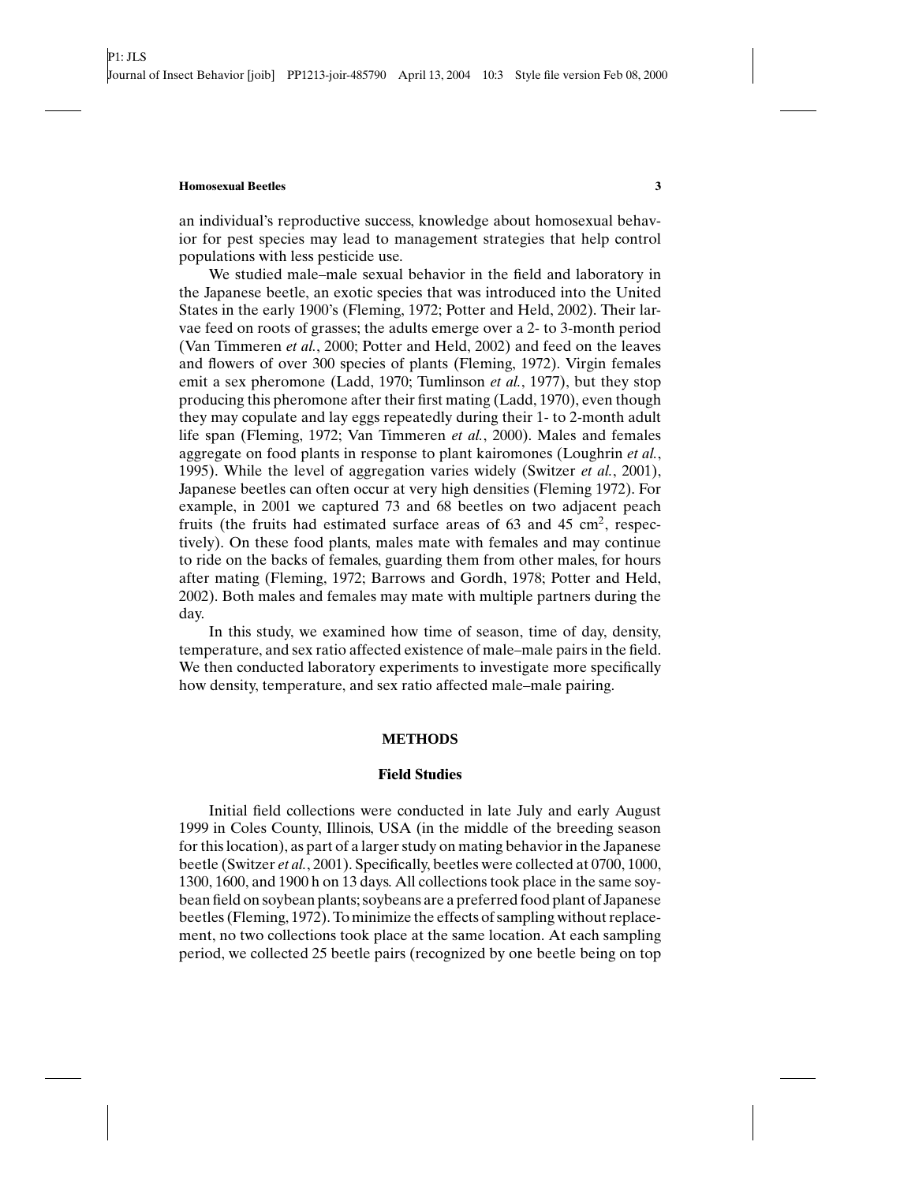an individual's reproductive success, knowledge about homosexual behavior for pest species may lead to management strategies that help control populations with less pesticide use.

We studied male–male sexual behavior in the field and laboratory in the Japanese beetle, an exotic species that was introduced into the United States in the early 1900's (Fleming, 1972; Potter and Held, 2002). Their larvae feed on roots of grasses; the adults emerge over a 2- to 3-month period (Van Timmeren *et al.*, 2000; Potter and Held, 2002) and feed on the leaves and flowers of over 300 species of plants (Fleming, 1972). Virgin females emit a sex pheromone (Ladd, 1970; Tumlinson *et al.*, 1977), but they stop producing this pheromone after their first mating (Ladd, 1970), even though they may copulate and lay eggs repeatedly during their 1- to 2-month adult life span (Fleming, 1972; Van Timmeren *et al.*, 2000). Males and females aggregate on food plants in response to plant kairomones (Loughrin *et al.*, 1995). While the level of aggregation varies widely (Switzer *et al.*, 2001), Japanese beetles can often occur at very high densities (Fleming 1972). For example, in 2001 we captured 73 and 68 beetles on two adjacent peach fruits (the fruits had estimated surface areas of 63 and 45 $cm^2$, respectively). On these food plants, males mate with females and may continue to ride on the backs of females, guarding them from other males, for hours after mating (Fleming, 1972; Barrows and Gordh, 1978; Potter and Held, 2002). Both males and females may mate with multiple partners during the day.

In this study, we examined how time of season, time of day, density, temperature, and sex ratio affected existence of male–male pairs in the field. We then conducted laboratory experiments to investigate more specifically how density, temperature, and sex ratio affected male–male pairing.

## METHODS

### Field Studies

Initial field collections were conducted in late July and early August 1999 in Coles County, Illinois, USA (in the middle of the breeding season for this location), as part of a larger study on mating behavior in the Japanese beetle (Switzer *et al.*, 2001). Specifically, beetles were collected at 0700, 1000, 1300, 1600, and 1900 h on 13 days. All collections took place in the same soybean field on soybean plants; soybeans are a preferred food plant of Japanese beetles (Fleming, 1972). To minimize the effects of sampling without replacement, no two collections took place at the same location. At each sampling period, we collected 25 beetle pairs (recognized by one beetle being on top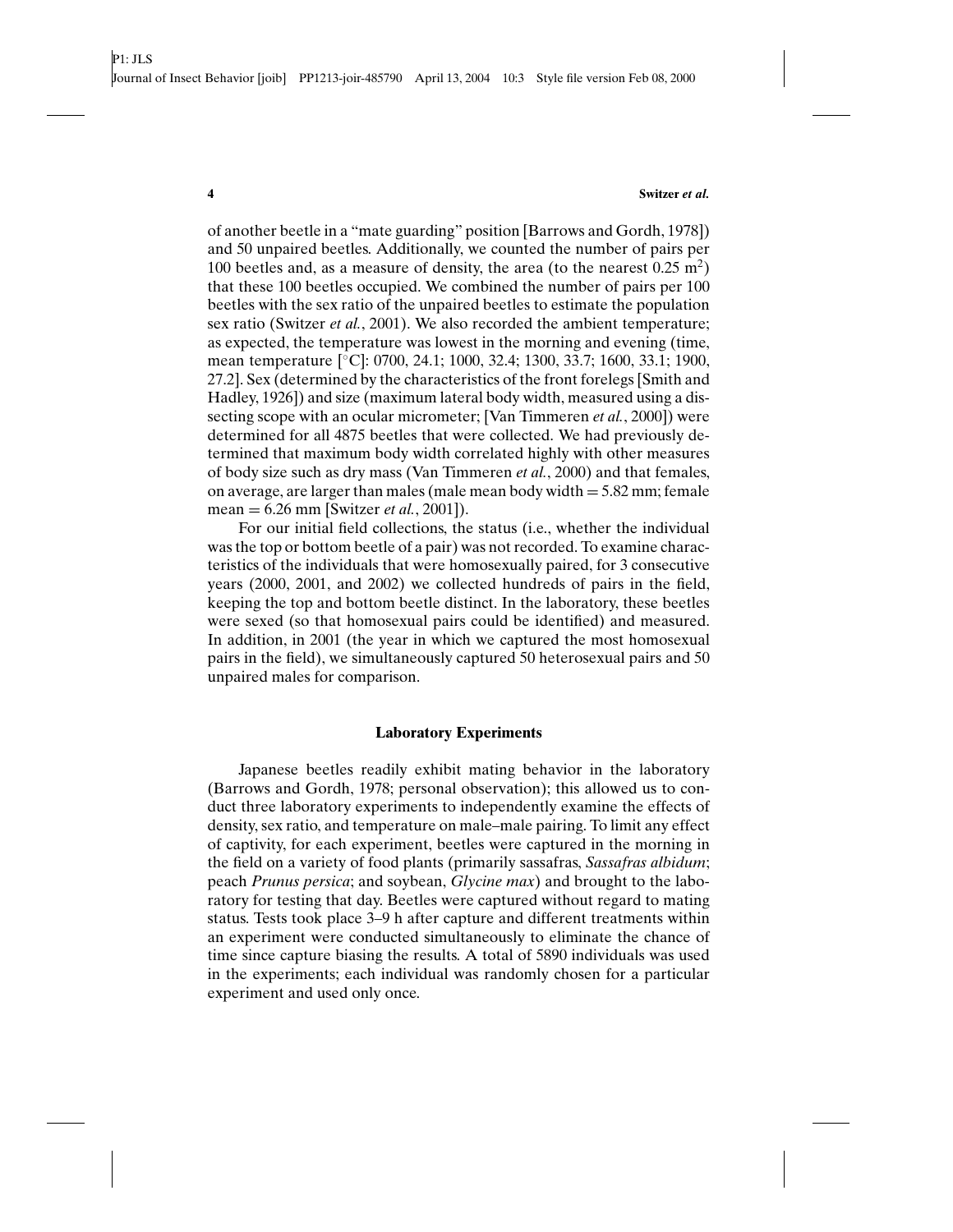of another beetle in a "mate guarding" position [Barrows and Gordh, 1978]) and 50 unpaired beetles. Additionally, we counted the number of pairs per 100 beetles and, as a measure of density, the area (to the nearest 0.25 $m^2$) that these 100 beetles occupied. We combined the number of pairs per 100 beetles with the sex ratio of the unpaired beetles to estimate the population sex ratio (Switzer *et al.*, 2001). We also recorded the ambient temperature; as expected, the temperature was lowest in the morning and evening (time, mean temperature [°C]: 0700, 24.1; 1000, 32.4; 1300, 33.7; 1600, 33.1; 1900, 27.2]. Sex (determined by the characteristics of the front forelegs [Smith and Hadley, 1926]) and size (maximum lateral body width, measured using a dissecting scope with an ocular micrometer; [Van Timmeren *et al.*, 2000]) were determined for all 4875 beetles that were collected. We had previously determined that maximum body width correlated highly with other measures of body size such as dry mass (Van Timmeren *et al.*, 2000) and that females, on average, are larger than males (male mean body width = 5.82 mm; female mean = 6.26 mm [Switzer *et al.*, 2001]).

For our initial field collections, the status (i.e., whether the individual was the top or bottom beetle of a pair) was not recorded. To examine characteristics of the individuals that were homosexually paired, for 3 consecutive years (2000, 2001, and 2002) we collected hundreds of pairs in the field, keeping the top and bottom beetle distinct. In the laboratory, these beetles were sexed (so that homosexual pairs could be identified) and measured. In addition, in 2001 (the year in which we captured the most homosexual pairs in the field), we simultaneously captured 50 heterosexual pairs and 50 unpaired males for comparison.

### Laboratory Experiments

Japanese beetles readily exhibit mating behavior in the laboratory (Barrows and Gordh, 1978; personal observation); this allowed us to conduct three laboratory experiments to independently examine the effects of density, sex ratio, and temperature on male–male pairing. To limit any effect of captivity, for each experiment, beetles were captured in the morning in the field on a variety of food plants (primarily sassafras, *Sassafras albidum*; peach *Prunus persica*; and soybean, *Glycine max*) and brought to the laboratory for testing that day. Beetles were captured without regard to mating status. Tests took place 3–9 h after capture and different treatments within an experiment were conducted simultaneously to eliminate the chance of time since capture biasing the results. A total of 5890 individuals was used in the experiments; each individual was randomly chosen for a particular experiment and used only once.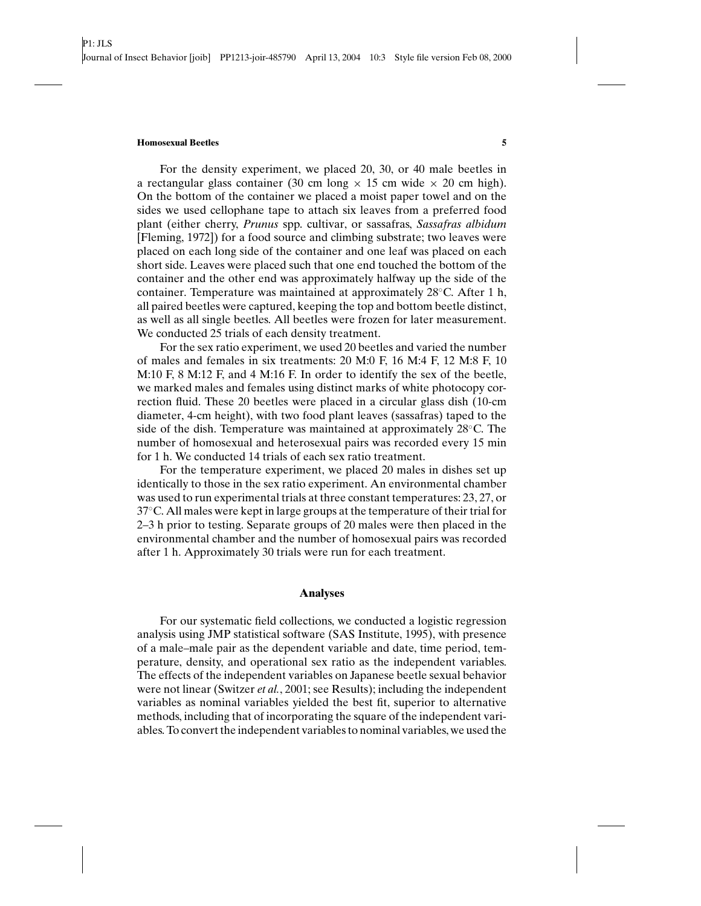For the density experiment, we placed 20, 30, or 40 male beetles in a rectangular glass container (30 cm long × 15 cm wide × 20 cm high). On the bottom of the container we placed a moist paper towel and on the sides we used cellophane tape to attach six leaves from a preferred food plant (either cherry, *Prunus* spp. cultivar, or sassafras, *Sassafras albidum* [Fleming, 1972]) for a food source and climbing substrate; two leaves were placed on each long side of the container and one leaf was placed on each short side. Leaves were placed such that one end touched the bottom of the container and the other end was approximately halfway up the side of the container. Temperature was maintained at approximately 28°C. After 1 h, all paired beetles were captured, keeping the top and bottom beetle distinct, as well as all single beetles. All beetles were frozen for later measurement. We conducted 25 trials of each density treatment.

For the sex ratio experiment, we used 20 beetles and varied the number of males and females in six treatments: 20 M:0 F, 16 M:4 F, 12 M:8 F, 10 M:10 F, 8 M:12 F, and 4 M:16 F. In order to identify the sex of the beetle, we marked males and females using distinct marks of white photocopy correction fluid. These 20 beetles were placed in a circular glass dish (10-cm diameter, 4-cm height), with two food plant leaves (sassafras) taped to the side of the dish. Temperature was maintained at approximately 28°C. The number of homosexual and heterosexual pairs was recorded every 15 min for 1 h. We conducted 14 trials of each sex ratio treatment.

For the temperature experiment, we placed 20 males in dishes set up identically to those in the sex ratio experiment. An environmental chamber was used to run experimental trials at three constant temperatures: 23, 27, or 37°C. All males were kept in large groups at the temperature of their trial for 2–3 h prior to testing. Separate groups of 20 males were then placed in the environmental chamber and the number of homosexual pairs was recorded after 1 h. Approximately 30 trials were run for each treatment.

## Analyses

For our systematic field collections, we conducted a logistic regression analysis using JMP statistical software (SAS Institute, 1995), with presence of a male–male pair as the dependent variable and date, time period, temperature, density, and operational sex ratio as the independent variables. The effects of the independent variables on Japanese beetle sexual behavior were not linear (Switzer *et al.*, 2001; see Results); including the independent variables as nominal variables yielded the best fit, superior to alternative methods, including that of incorporating the square of the independent variables. To convert the independent variables to nominal variables, we used the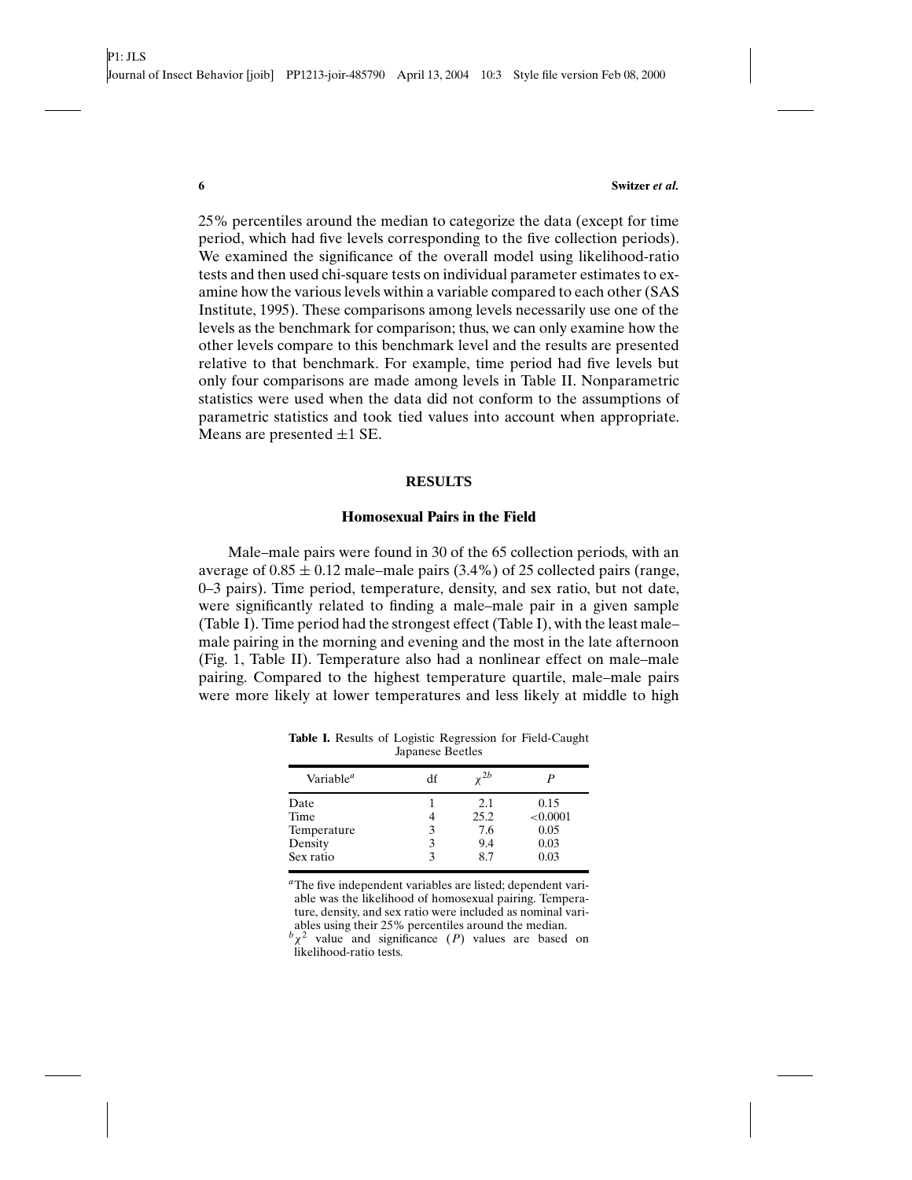25% percentiles around the median to categorize the data (except for time period, which had five levels corresponding to the five collection periods). We examined the significance of the overall model using likelihood-ratio tests and then used chi-square tests on individual parameter estimates to examine how the various levels within a variable compared to each other (SAS Institute, 1995). These comparisons among levels necessarily use one of the levels as the benchmark for comparison; thus, we can only examine how the other levels compare to this benchmark level and the results are presented relative to that benchmark. For example, time period had five levels but only four comparisons are made among levels in Table II. Nonparametric statistics were used when the data did not conform to the assumptions of parametric statistics and took tied values into account when appropriate. Means are presented ±1 SE.

## RESULTS

### Homosexual Pairs in the Field

Male–male pairs were found in 30 of the 65 collection periods, with an average of 0.85 ± 0.12 male–male pairs (3.4%) of 25 collected pairs (range, 0–3 pairs). Time period, temperature, density, and sex ratio, but not date, were significantly related to finding a male–male pair in a given sample (Table I). Time period had the strongest effect (Table I), with the least male–male pairing in the morning and evening and the most in the late afternoon (Fig. 1, Table II). Temperature also had a nonlinear effect on male–male pairing. Compared to the highest temperature quartile, male–male pairs were more likely at lower temperatures and less likely at middle to high

**Table I.** Results of Logistic Regression for Field-Caught Japanese Beetles

| Variable[a] | df | $\chi^{2b}$ | $P$ |
|---|---|---|---|
| Date | 1 | 2.1 | 0.15 |
| Time | 4 | 25.2 | <0.0001 |
| Temperature | 3 | 7.6 | 0.05 |
| Density | 3 | 9.4 | 0.03 |
| Sex ratio | 3 | 8.7 | 0.03 |

[a]The five independent variables are listed; dependent variable was the likelihood of homosexual pairing. Temperature, density, and sex ratio were included as nominal variables using their 25% percentiles around the median.
[b]$\chi^2$ value and significance ($P$) values are based on likelihood-ratio tests.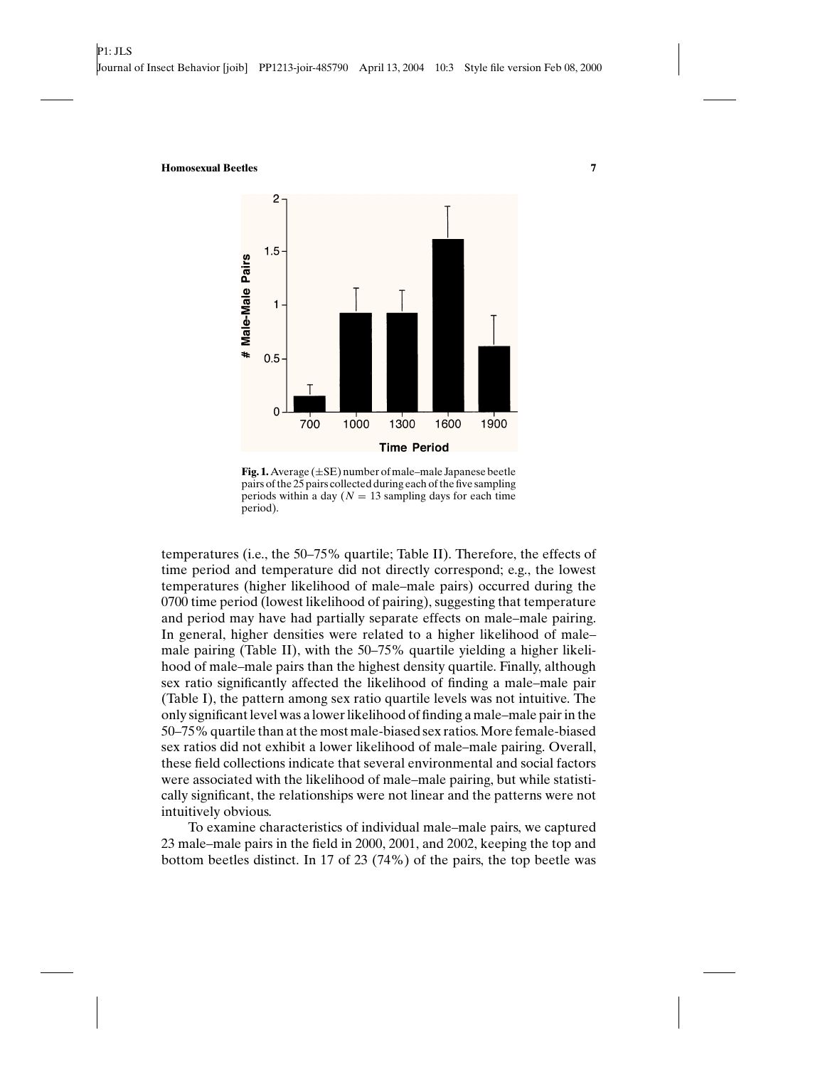**Fig. 1.** Average (±SE) number of male–male Japanese beetle pairs of the 25 pairs collected during each of the five sampling periods within a day ($N = 13$ sampling days for each time period).

temperatures (i.e., the 50–75% quartile; Table II). Therefore, the effects of time period and temperature did not directly correspond; e.g., the lowest temperatures (higher likelihood of male–male pairs) occurred during the 0700 time period (lowest likelihood of pairing), suggesting that temperature and period may have had partially separate effects on male–male pairing. In general, higher densities were related to a higher likelihood of male–male pairing (Table II), with the 50–75% quartile yielding a higher likelihood of male–male pairs than the highest density quartile. Finally, although sex ratio significantly affected the likelihood of finding a male–male pair (Table I), the pattern among sex ratio quartile levels was not intuitive. The only significant level was a lower likelihood of finding a male–male pair in the 50–75% quartile than at the most male-biased sex ratios. More female-biased sex ratios did not exhibit a lower likelihood of male–male pairing. Overall, these field collections indicate that several environmental and social factors were associated with the likelihood of male–male pairing, but while statistically significant, the relationships were not linear and the patterns were not intuitively obvious.

To examine characteristics of individual male–male pairs, we captured 23 male–male pairs in the field in 2000, 2001, and 2002, keeping the top and bottom beetles distinct. In 17 of 23 (74%) of the pairs, the top beetle was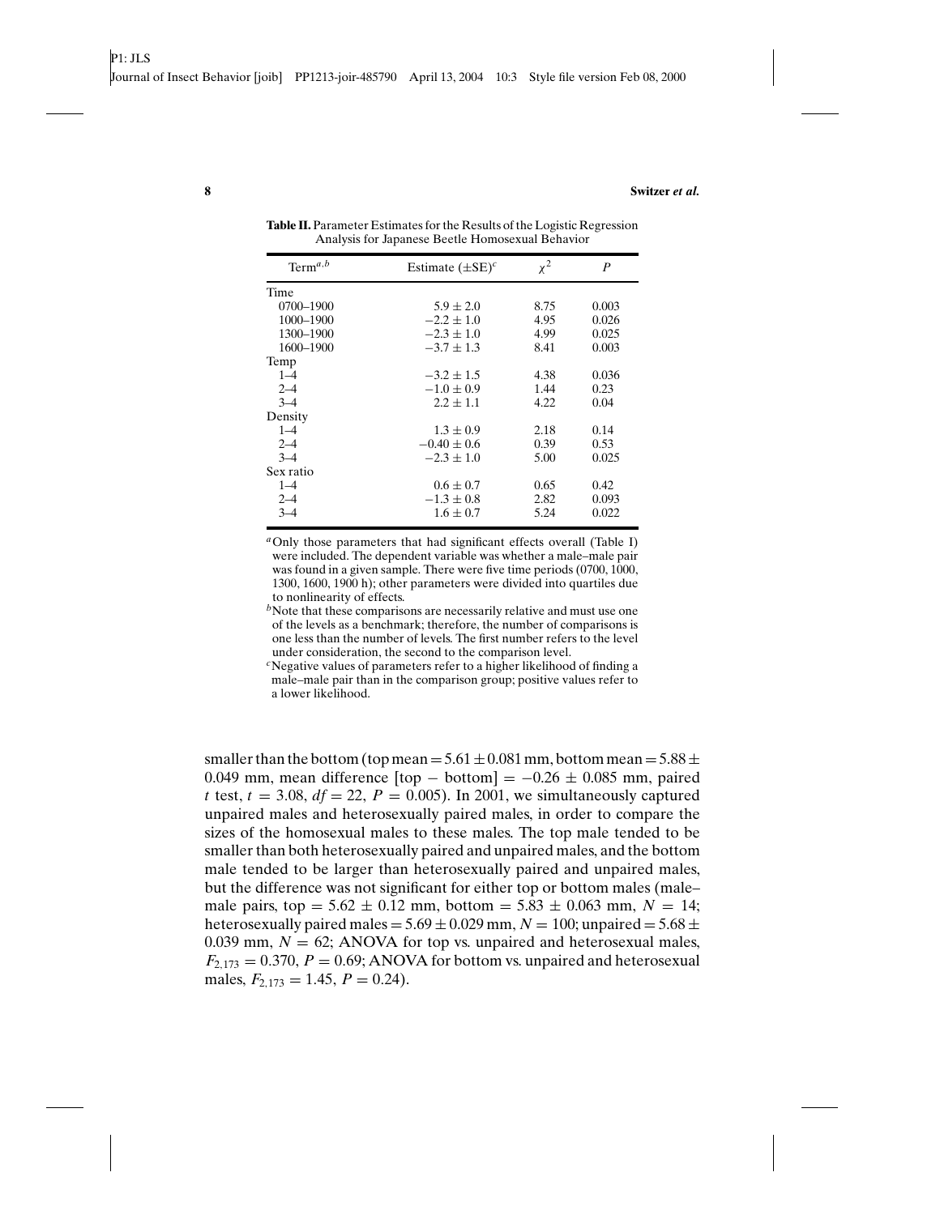**Table II.** Parameter Estimates for the Results of the Logistic Regression Analysis for Japanese Beetle Homosexual Behavior

| Term[a,b] | Estimate (±SE)[c] | $\chi^2$ | $P$ |
|---|---|---|---|
| Time | | | |
| 0700–1900 | $5.9 \pm 2.0$ | 8.75 | 0.003 |
| 1000–1900 | $-2.2 \pm 1.0$ | 4.95 | 0.026 |
| 1300–1900 | $-2.3 \pm 1.0$ | 4.99 | 0.025 |
| 1600–1900 | $-3.7 \pm 1.3$ | 8.41 | 0.003 |
| Temp | | | |
| 1–4 | $-3.2 \pm 1.5$ | 4.38 | 0.036 |
| 2–4 | $-1.0 \pm 0.9$ | 1.44 | 0.23 |
| 3–4 | $2.2 \pm 1.1$ | 4.22 | 0.04 |
| Density | | | |
| 1–4 | $1.3 \pm 0.9$ | 2.18 | 0.14 |
| 2–4 | $-0.40 \pm 0.6$ | 0.39 | 0.53 |
| 3–4 | $-2.3 \pm 1.0$ | 5.00 | 0.025 |
| Sex ratio | | | |
| 1–4 | $0.6 \pm 0.7$ | 0.65 | 0.42 |
| 2–4 | $-1.3 \pm 0.8$ | 2.82 | 0.093 |
| 3–4 | $1.6 \pm 0.7$ | 5.24 | 0.022 |

[a] Only those parameters that had significant effects overall (Table I) were included. The dependent variable was whether a male–male pair was found in a given sample. There were five time periods (0700, 1000, 1300, 1600, 1900 h); other parameters were divided into quartiles due to nonlinearity of effects.

[b] Note that these comparisons are necessarily relative and must use one of the levels as a benchmark; therefore, the number of comparisons is one less than the number of levels. The first number refers to the level under consideration, the second to the comparison level.

[c] Negative values of parameters refer to a higher likelihood of finding a male–male pair than in the comparison group; positive values refer to a lower likelihood.

smaller than the bottom (top mean $= 5.61 \pm 0.081$ mm, bottom mean $= 5.88 \pm 0.049$ mm, mean difference [top − bottom] $= -0.26 \pm 0.085$ mm, paired $t$ test, $t = 3.08$, $df = 22$, $P = 0.005$). In 2001, we simultaneously captured unpaired males and heterosexually paired males, in order to compare the sizes of the homosexual males to these males. The top male tended to be smaller than both heterosexually paired and unpaired males, and the bottom male tended to be larger than heterosexually paired and unpaired males, but the difference was not significant for either top or bottom males (male–male pairs, top $= 5.62 \pm 0.12$ mm, bottom $= 5.83 \pm 0.063$ mm, $N = 14$; heterosexually paired males $= 5.69 \pm 0.029$ mm, $N = 100$; unpaired $= 5.68 \pm 0.039$ mm, $N = 62$; ANOVA for top vs. unpaired and heterosexual males, $F_{2,173} = 0.370$, $P = 0.69$; ANOVA for bottom vs. unpaired and heterosexual males, $F_{2,173} = 1.45$, $P = 0.24$).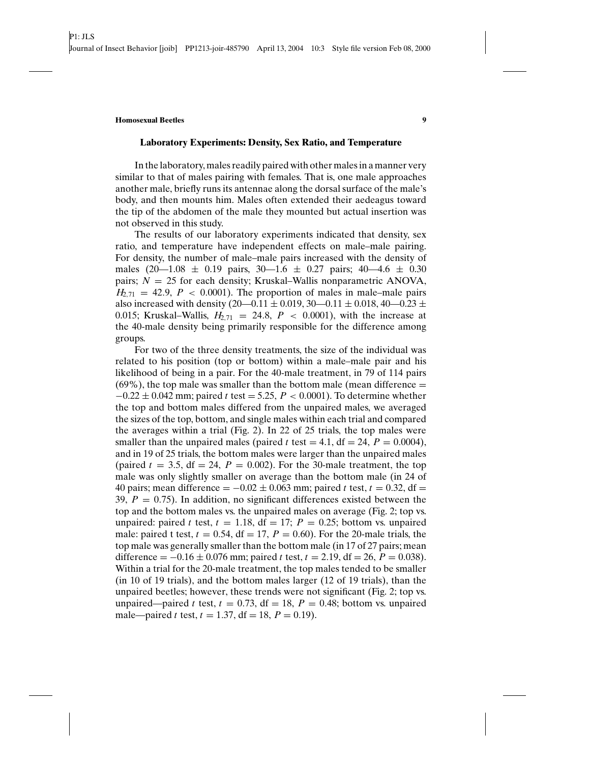### Laboratory Experiments: Density, Sex Ratio, and Temperature

In the laboratory, males readily paired with other males in a manner very similar to that of males pairing with females. That is, one male approaches another male, briefly runs its antennae along the dorsal surface of the male's body, and then mounts him. Males often extended their aedeagus toward the tip of the abdomen of the male they mounted but actual insertion was not observed in this study.

The results of our laboratory experiments indicated that density, sex ratio, and temperature have independent effects on male–male pairing. For density, the number of male–male pairs increased with the density of males (20—1.08 ± 0.19 pairs, 30—1.6 ± 0.27 pairs; 40—4.6 ± 0.30 pairs; $N = 25$ for each density; Kruskal–Wallis nonparametric ANOVA, $H_{2,71} = 42.9$, $P < 0.0001$). The proportion of males in male–male pairs also increased with density (20—0.11 ± 0.019, 30—0.11 ± 0.018, 40—0.23 ± 0.015; Kruskal–Wallis, $H_{2,71} = 24.8$, $P < 0.0001$), with the increase at the 40-male density being primarily responsible for the difference among groups.

For two of the three density treatments, the size of the individual was related to his position (top or bottom) within a male–male pair and his likelihood of being in a pair. For the 40-male treatment, in 79 of 114 pairs (69%), the top male was smaller than the bottom male (mean difference = −0.22 ± 0.042 mm; paired $t$ test = 5.25, $P < 0.0001$). To determine whether the top and bottom males differed from the unpaired males, we averaged the sizes of the top, bottom, and single males within each trial and compared the averages within a trial (Fig. 2). In 22 of 25 trials, the top males were smaller than the unpaired males (paired $t$ test = 4.1, df = 24, $P = 0.0004$), and in 19 of 25 trials, the bottom males were larger than the unpaired males (paired $t = 3.5$, df = 24, $P = 0.002$). For the 30-male treatment, the top male was only slightly smaller on average than the bottom male (in 24 of 40 pairs; mean difference = −0.02 ± 0.063 mm; paired $t$ test, $t = 0.32$, df = 39, $P = 0.75$). In addition, no significant differences existed between the top and the bottom males vs. the unpaired males on average (Fig. 2; top vs. unpaired: paired $t$ test, $t = 1.18$, df = 17; $P = 0.25$; bottom vs. unpaired male: paired t test, $t = 0.54$, df = 17, $P = 0.60$). For the 20-male trials, the top male was generally smaller than the bottom male (in 17 of 27 pairs; mean difference = −0.16 ± 0.076 mm; paired $t$ test, $t = 2.19$, df = 26, $P = 0.038$). Within a trial for the 20-male treatment, the top males tended to be smaller (in 10 of 19 trials), and the bottom males larger (12 of 19 trials), than the unpaired beetles; however, these trends were not significant (Fig. 2; top vs. unpaired—paired $t$ test, $t = 0.73$, df = 18, $P = 0.48$; bottom vs. unpaired male—paired $t$ test, $t = 1.37$, df = 18, $P = 0.19$).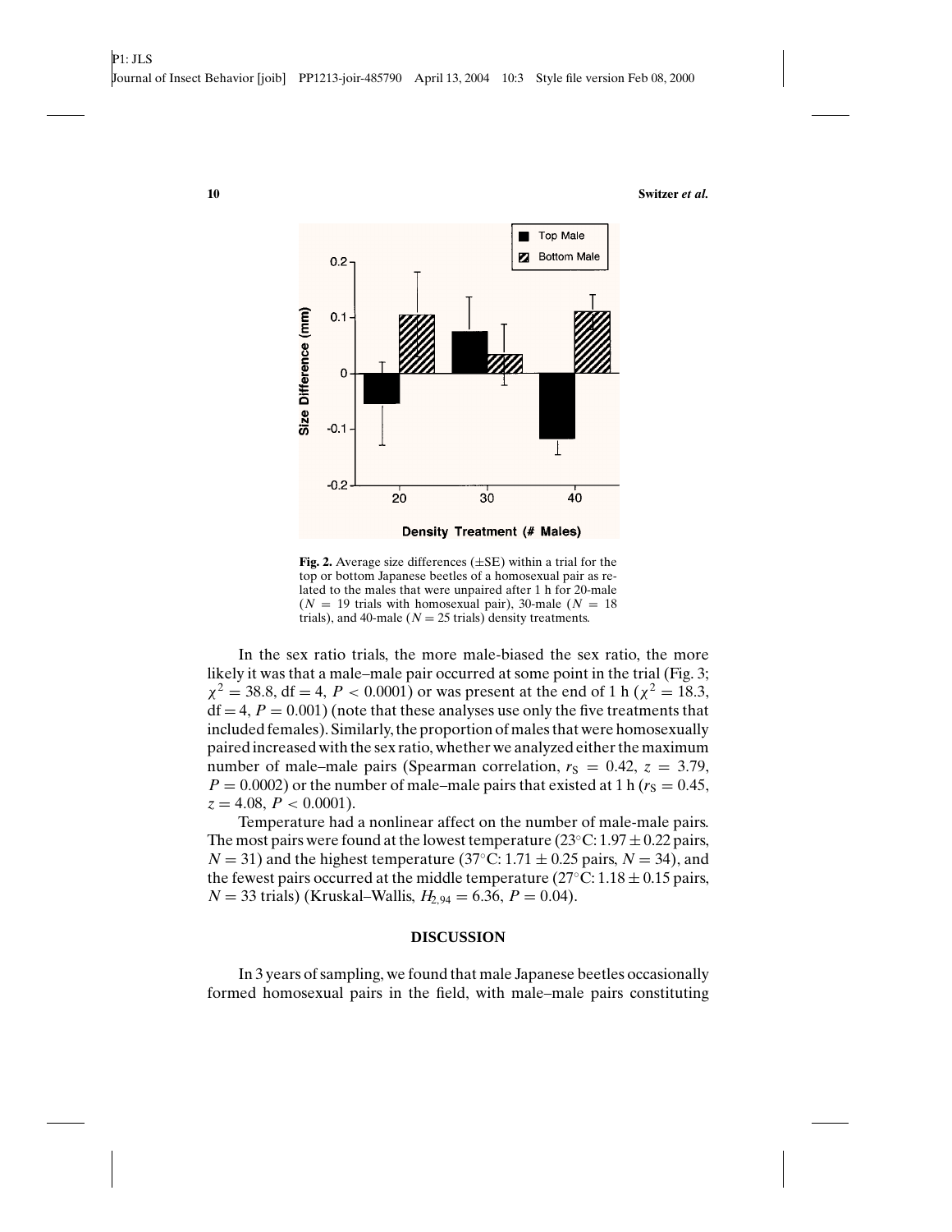**Fig. 2.** Average size differences (±SE) within a trial for the top or bottom Japanese beetles of a homosexual pair as related to the males that were unpaired after 1 h for 20-male ($N = 19$ trials with homosexual pair), 30-male ($N = 18$ trials), and 40-male ($N = 25$ trials) density treatments.

In the sex ratio trials, the more male-biased the sex ratio, the more likely it was that a male–male pair occurred at some point in the trial (Fig. 3; $\chi^2 = 38.8$, df = 4, $P < 0.0001$) or was present at the end of 1 h ($\chi^2 = 18.3$, df = 4, $P = 0.001$) (note that these analyses use only the five treatments that included females). Similarly, the proportion of males that were homosexually paired increased with the sex ratio, whether we analyzed either the maximum number of male–male pairs (Spearman correlation, $r_S = 0.42$, $z = 3.79$, $P = 0.0002$) or the number of male–male pairs that existed at 1 h ($r_S = 0.45$, $z = 4.08$, $P < 0.0001$).

Temperature had a nonlinear affect on the number of male-male pairs. The most pairs were found at the lowest temperature (23°C: $1.97 \pm 0.22$ pairs, $N = 31$) and the highest temperature (37°C: $1.71 \pm 0.25$ pairs, $N = 34$), and the fewest pairs occurred at the middle temperature (27°C: $1.18 \pm 0.15$ pairs, $N = 33$ trials) (Kruskal–Wallis, $H_{2,94} = 6.36$, $P = 0.04$).

## DISCUSSION

In 3 years of sampling, we found that male Japanese beetles occasionally formed homosexual pairs in the field, with male–male pairs constituting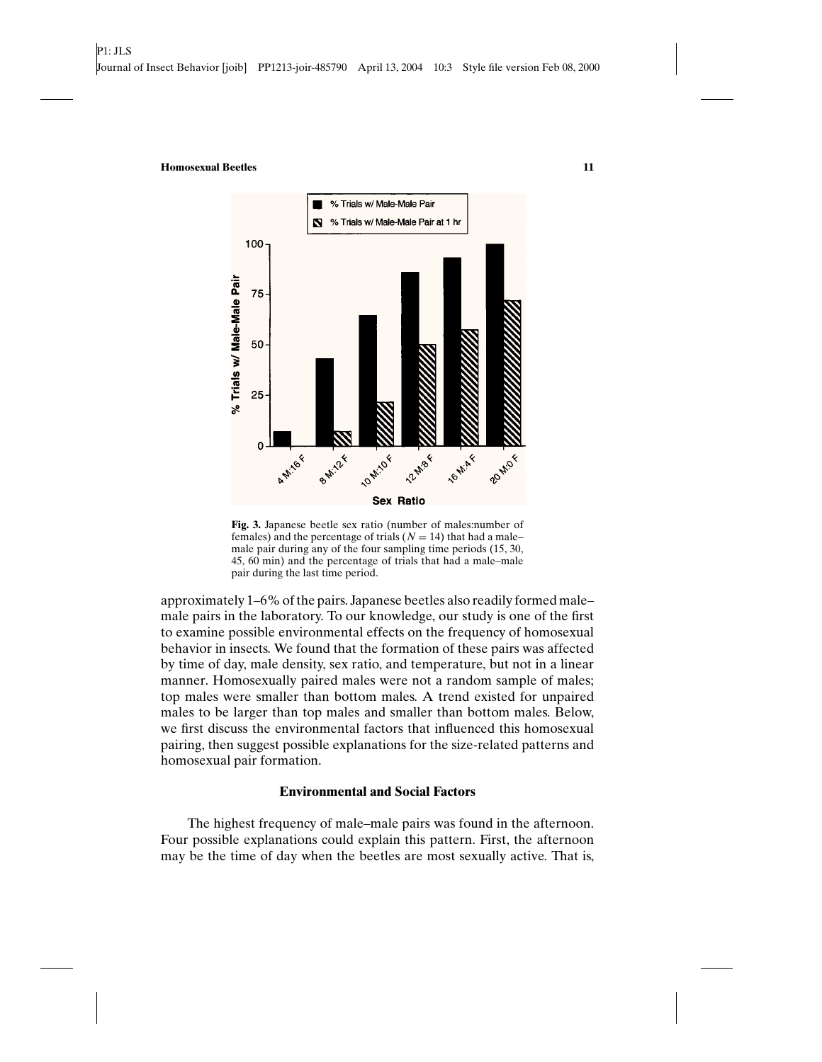Fig. 3. Japanese beetle sex ratio (number of males:number of females) and the percentage of trials ($N = 14$) that had a male–male pair during any of the four sampling time periods (15, 30, 45, 60 min) and the percentage of trials that had a male–male pair during the last time period.

approximately 1–6% of the pairs. Japanese beetles also readily formed male–male pairs in the laboratory. To our knowledge, our study is one of the first to examine possible environmental effects on the frequency of homosexual behavior in insects. We found that the formation of these pairs was affected by time of day, male density, sex ratio, and temperature, but not in a linear manner. Homosexually paired males were not a random sample of males; top males were smaller than bottom males. A trend existed for unpaired males to be larger than top males and smaller than bottom males. Below, we first discuss the environmental factors that influenced this homosexual pairing, then suggest possible explanations for the size-related patterns and homosexual pair formation.

## Environmental and Social Factors

The highest frequency of male–male pairs was found in the afternoon. Four possible explanations could explain this pattern. First, the afternoon may be the time of day when the beetles are most sexually active. That is,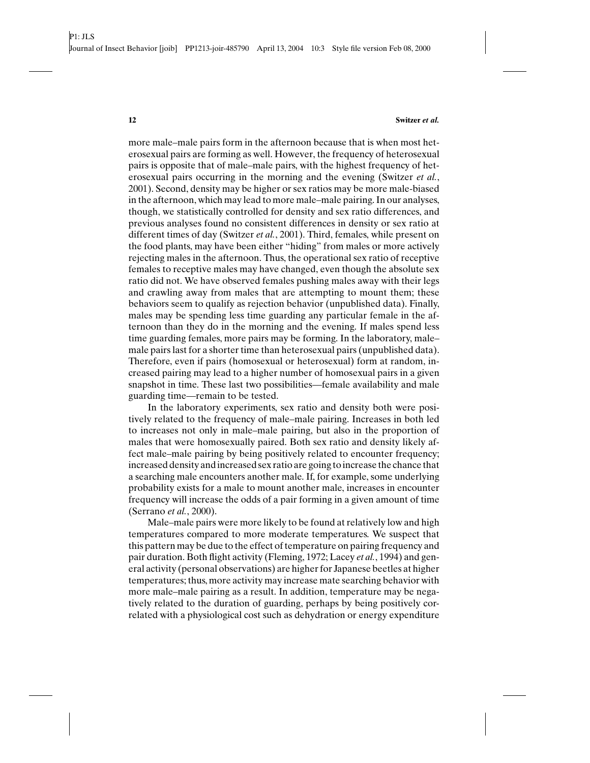more male–male pairs form in the afternoon because that is when most heterosexual pairs are forming as well. However, the frequency of heterosexual pairs is opposite that of male–male pairs, with the highest frequency of heterosexual pairs occurring in the morning and the evening (Switzer *et al.*, 2001). Second, density may be higher or sex ratios may be more male-biased in the afternoon, which may lead to more male–male pairing. In our analyses, though, we statistically controlled for density and sex ratio differences, and previous analyses found no consistent differences in density or sex ratio at different times of day (Switzer *et al.*, 2001). Third, females, while present on the food plants, may have been either "hiding" from males or more actively rejecting males in the afternoon. Thus, the operational sex ratio of receptive females to receptive males may have changed, even though the absolute sex ratio did not. We have observed females pushing males away with their legs and crawling away from males that are attempting to mount them; these behaviors seem to qualify as rejection behavior (unpublished data). Finally, males may be spending less time guarding any particular female in the afternoon than they do in the morning and the evening. If males spend less time guarding females, more pairs may be forming. In the laboratory, male–male pairs last for a shorter time than heterosexual pairs (unpublished data). Therefore, even if pairs (homosexual or heterosexual) form at random, increased pairing may lead to a higher number of homosexual pairs in a given snapshot in time. These last two possibilities—female availability and male guarding time—remain to be tested.

In the laboratory experiments, sex ratio and density both were positively related to the frequency of male–male pairing. Increases in both led to increases not only in male–male pairing, but also in the proportion of males that were homosexually paired. Both sex ratio and density likely affect male–male pairing by being positively related to encounter frequency; increased density and increased sex ratio are going to increase the chance that a searching male encounters another male. If, for example, some underlying probability exists for a male to mount another male, increases in encounter frequency will increase the odds of a pair forming in a given amount of time (Serrano *et al.*, 2000).

Male–male pairs were more likely to be found at relatively low and high temperatures compared to more moderate temperatures. We suspect that this pattern may be due to the effect of temperature on pairing frequency and pair duration. Both flight activity (Fleming, 1972; Lacey *et al.*, 1994) and general activity (personal observations) are higher for Japanese beetles at higher temperatures; thus, more activity may increase mate searching behavior with more male–male pairing as a result. In addition, temperature may be negatively related to the duration of guarding, perhaps by being positively correlated with a physiological cost such as dehydration or energy expenditure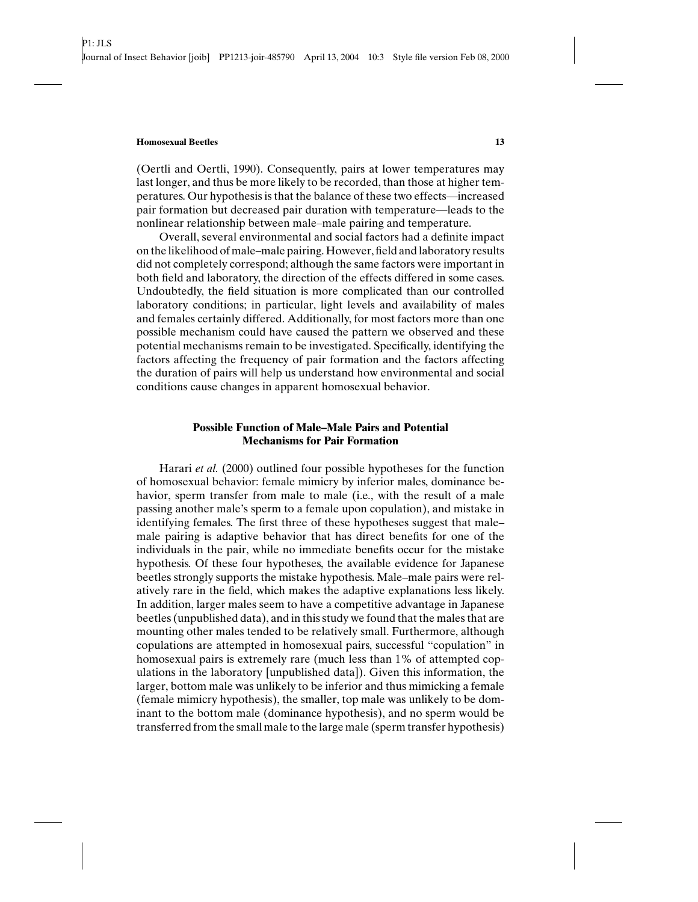(Oertli and Oertli, 1990). Consequently, pairs at lower temperatures may last longer, and thus be more likely to be recorded, than those at higher temperatures. Our hypothesis is that the balance of these two effects—increased pair formation but decreased pair duration with temperature—leads to the nonlinear relationship between male–male pairing and temperature.

Overall, several environmental and social factors had a definite impact on the likelihood of male–male pairing. However, field and laboratory results did not completely correspond; although the same factors were important in both field and laboratory, the direction of the effects differed in some cases. Undoubtedly, the field situation is more complicated than our controlled laboratory conditions; in particular, light levels and availability of males and females certainly differed. Additionally, for most factors more than one possible mechanism could have caused the pattern we observed and these potential mechanisms remain to be investigated. Specifically, identifying the factors affecting the frequency of pair formation and the factors affecting the duration of pairs will help us understand how environmental and social conditions cause changes in apparent homosexual behavior.

### Possible Function of Male–Male Pairs and Potential Mechanisms for Pair Formation

Harari *et al.* (2000) outlined four possible hypotheses for the function of homosexual behavior: female mimicry by inferior males, dominance behavior, sperm transfer from male to male (i.e., with the result of a male passing another male's sperm to a female upon copulation), and mistake in identifying females. The first three of these hypotheses suggest that male–male pairing is adaptive behavior that has direct benefits for one of the individuals in the pair, while no immediate benefits occur for the mistake hypothesis. Of these four hypotheses, the available evidence for Japanese beetles strongly supports the mistake hypothesis. Male–male pairs were relatively rare in the field, which makes the adaptive explanations less likely. In addition, larger males seem to have a competitive advantage in Japanese beetles (unpublished data), and in this study we found that the males that are mounting other males tended to be relatively small. Furthermore, although copulations are attempted in homosexual pairs, successful "copulation" in homosexual pairs is extremely rare (much less than 1% of attempted copulations in the laboratory [unpublished data]). Given this information, the larger, bottom male was unlikely to be inferior and thus mimicking a female (female mimicry hypothesis), the smaller, top male was unlikely to be dominant to the bottom male (dominance hypothesis), and no sperm would be transferred from the small male to the large male (sperm transfer hypothesis)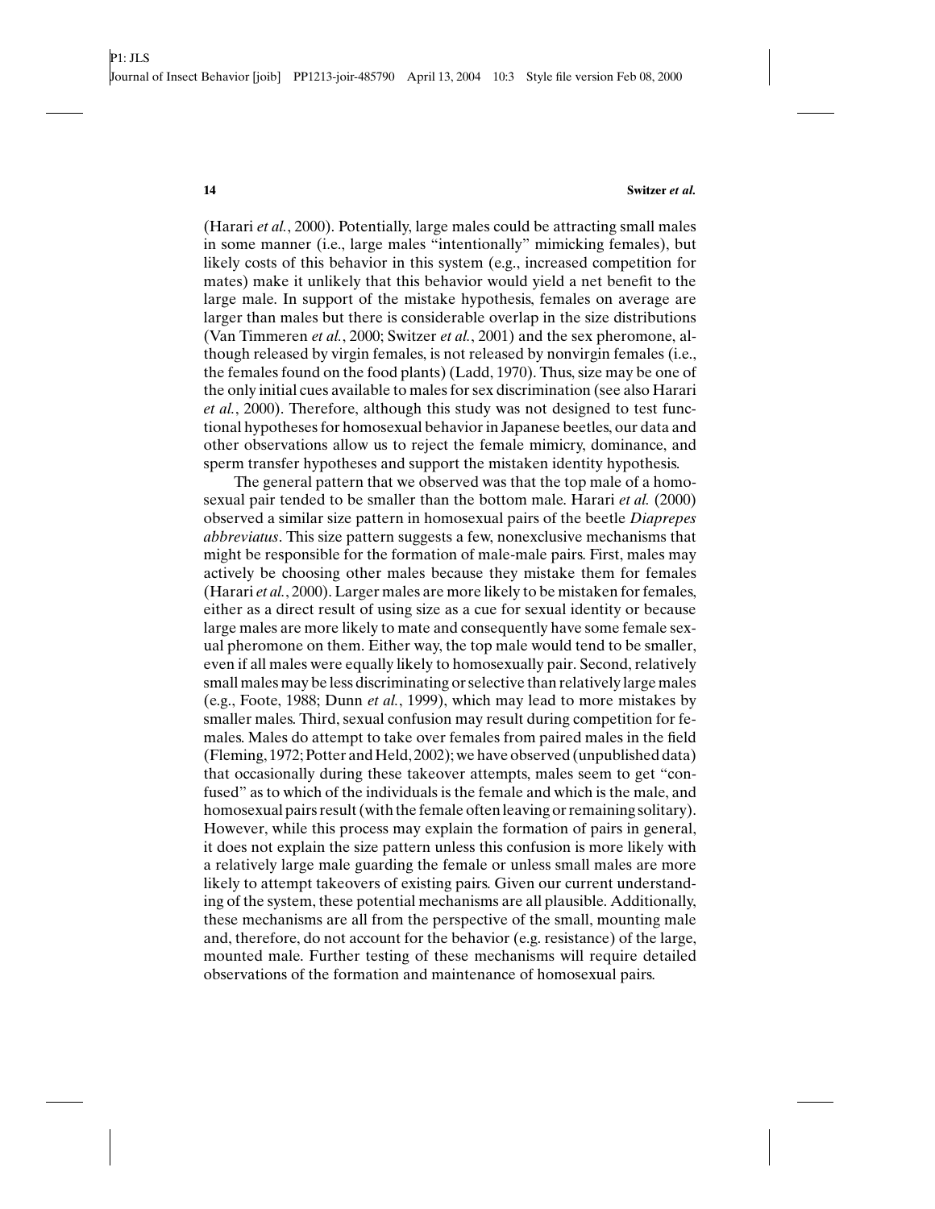(Harari *et al.*, 2000). Potentially, large males could be attracting small males in some manner (i.e., large males "intentionally" mimicking females), but likely costs of this behavior in this system (e.g., increased competition for mates) make it unlikely that this behavior would yield a net benefit to the large male. In support of the mistake hypothesis, females on average are larger than males but there is considerable overlap in the size distributions (Van Timmeren *et al.*, 2000; Switzer *et al.*, 2001) and the sex pheromone, although released by virgin females, is not released by nonvirgin females (i.e., the females found on the food plants) (Ladd, 1970). Thus, size may be one of the only initial cues available to males for sex discrimination (see also Harari *et al.*, 2000). Therefore, although this study was not designed to test functional hypotheses for homosexual behavior in Japanese beetles, our data and other observations allow us to reject the female mimicry, dominance, and sperm transfer hypotheses and support the mistaken identity hypothesis.

The general pattern that we observed was that the top male of a homosexual pair tended to be smaller than the bottom male. Harari *et al.* (2000) observed a similar size pattern in homosexual pairs of the beetle *Diaprepes abbreviatus*. This size pattern suggests a few, nonexclusive mechanisms that might be responsible for the formation of male-male pairs. First, males may actively be choosing other males because they mistake them for females (Harari *et al.*, 2000). Larger males are more likely to be mistaken for females, either as a direct result of using size as a cue for sexual identity or because large males are more likely to mate and consequently have some female sexual pheromone on them. Either way, the top male would tend to be smaller, even if all males were equally likely to homosexually pair. Second, relatively small males may be less discriminating or selective than relatively large males (e.g., Foote, 1988; Dunn *et al.*, 1999), which may lead to more mistakes by smaller males. Third, sexual confusion may result during competition for females. Males do attempt to take over females from paired males in the field (Fleming, 1972; Potter and Held, 2002); we have observed (unpublished data) that occasionally during these takeover attempts, males seem to get "confused" as to which of the individuals is the female and which is the male, and homosexual pairs result (with the female often leaving or remaining solitary). However, while this process may explain the formation of pairs in general, it does not explain the size pattern unless this confusion is more likely with a relatively large male guarding the female or unless small males are more likely to attempt takeovers of existing pairs. Given our current understanding of the system, these potential mechanisms are all plausible. Additionally, these mechanisms are all from the perspective of the small, mounting male and, therefore, do not account for the behavior (e.g. resistance) of the large, mounted male. Further testing of these mechanisms will require detailed observations of the formation and maintenance of homosexual pairs.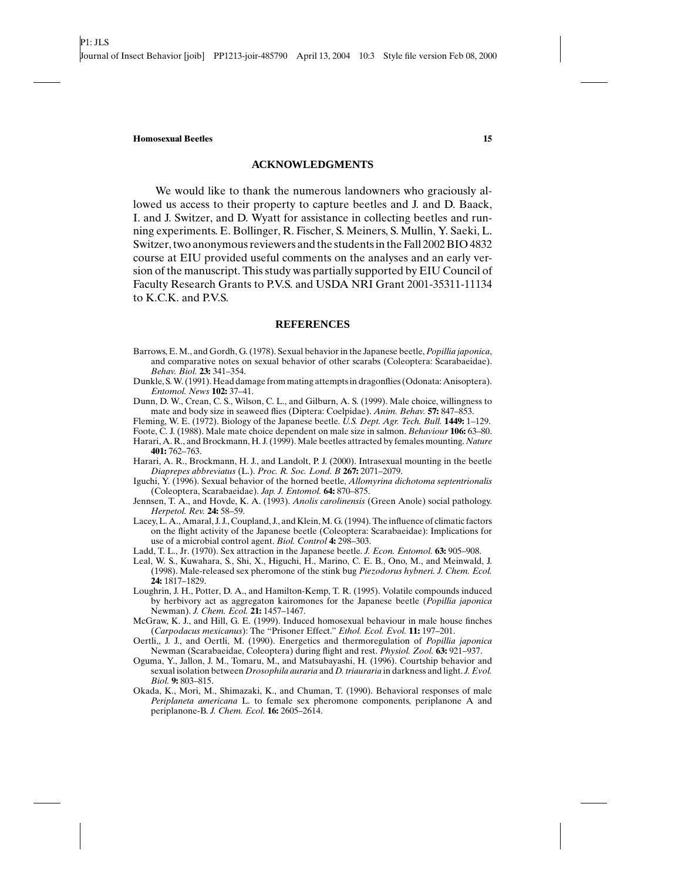## ACKNOWLEDGMENTS

We would like to thank the numerous landowners who graciously allowed us access to their property to capture beetles and J. and D. Baack, I. and J. Switzer, and D. Wyatt for assistance in collecting beetles and running experiments. E. Bollinger, R. Fischer, S. Meiners, S. Mullin, Y. Saeki, L. Switzer, two anonymous reviewers and the students in the Fall 2002 BIO 4832 course at EIU provided useful comments on the analyses and an early version of the manuscript. This study was partially supported by EIU Council of Faculty Research Grants to P.V.S. and USDA NRI Grant 2001-35311-11134 to K.C.K. and P.V.S.

## REFERENCES

Barrows, E. M., and Gordh, G. (1978). Sexual behavior in the Japanese beetle, *Popillia japonica*, and comparative notes on sexual behavior of other scarabs (Coleoptera: Scarabaeidae). *Behav. Biol.* **23:** 341–354.

Dunkle, S. W. (1991). Head damage from mating attempts in dragonflies (Odonata: Anisoptera). *Entomol. News* **102:** 37–41.

Dunn, D. W., Crean, C. S., Wilson, C. L., and Gilburn, A. S. (1999). Male choice, willingness to mate and body size in seaweed flies (Diptera: Coelpidae). *Anim. Behav.* **57:** 847–853.

Fleming, W. E. (1972). Biology of the Japanese beetle. *U.S. Dept. Agr. Tech. Bull.* **1449:** 1–129.

Foote, C. J. (1988). Male mate choice dependent on male size in salmon. *Behaviour* **106:** 63–80.

Harari, A. R., and Brockmann, H. J. (1999). Male beetles attracted by females mounting. *Nature* **401:** 762–763.

Harari, A. R., Brockmann, H. J., and Landolt, P. J. (2000). Intrasexual mounting in the beetle *Diaprepes abbreviatus* (L.). *Proc. R. Soc. Lond. B* **267:** 2071–2079.

Iguchi, Y. (1996). Sexual behavior of the horned beetle, *Allomyrina dichotoma septentrionalis* (Coleoptera, Scarabaeidae). *Jap. J. Entomol.* **64:** 870–875.

Jennsen, T. A., and Hovde, K. A. (1993). *Anolis carolinensis* (Green Anole) social pathology. *Herpetol. Rev.* **24:** 58–59.

Lacey, L. A., Amaral, J. J., Coupland, J., and Klein, M. G. (1994). The influence of climatic factors on the flight activity of the Japanese beetle (Coleoptera: Scarabaeidae): Implications for use of a microbial control agent. *Biol. Control* **4:** 298–303.

Ladd, T. L., Jr. (1970). Sex attraction in the Japanese beetle. *J. Econ. Entomol.* **63:** 905–908.

Leal, W. S., Kuwahara, S., Shi, X., Higuchi, H., Marino, C. E. B., Ono, M., and Meinwald, J. (1998). Male-released sex pheromone of the stink bug *Piezodorus hybneri. J. Chem. Ecol.* **24:** 1817–1829.

Loughrin, J. H., Potter, D. A., and Hamilton-Kemp, T. R. (1995). Volatile compounds induced by herbivory act as aggregaton kairomones for the Japanese beetle (*Popillia japonica* Newman). *J. Chem. Ecol.* **21:** 1457–1467.

McGraw, K. J., and Hill, G. E. (1999). Induced homosexual behaviour in male house finches (*Carpodacus mexicanus*): The "Prisoner Effect." *Ethol. Ecol. Evol.* **11:** 197–201.

Oertli,, J. J., and Oertli, M. (1990). Energetics and thermoregulation of *Popillia japonica* Newman (Scarabaeidae, Coleoptera) during flight and rest. *Physiol. Zool.* **63:** 921–937.

Oguma, Y., Jallon, J. M., Tomaru, M., and Matsubayashi, H. (1996). Courtship behavior and sexual isolation between *Drosophila auraria* and *D. triauraria* in darkness and light. *J. Evol. Biol.* **9:** 803–815.

Okada, K., Mori, M., Shimazaki, K., and Chuman, T. (1990). Behavioral responses of male *Periplaneta americana* L. to female sex pheromone components, periplanone A and periplanone-B. *J. Chem. Ecol.* **16:** 2605–2614.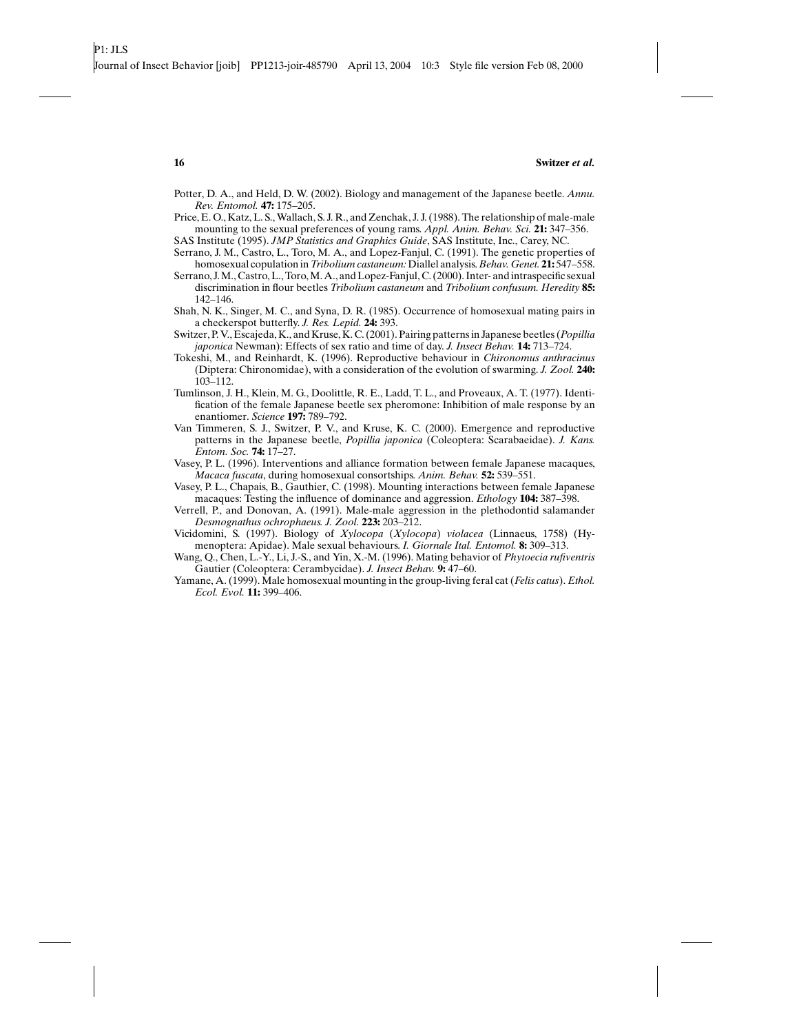Potter, D. A., and Held, D. W. (2002). Biology and management of the Japanese beetle. *Annu. Rev. Entomol.* **47:** 175–205.

Price, E. O., Katz, L. S., Wallach, S. J. R., and Zenchak, J. J. (1988). The relationship of male-male mounting to the sexual preferences of young rams. *Appl. Anim. Behav. Sci.* **21:** 347–356.

SAS Institute (1995). *JMP Statistics and Graphics Guide*, SAS Institute, Inc., Carey, NC.

Serrano, J. M., Castro, L., Toro, M. A., and Lopez-Fanjul, C. (1991). The genetic properties of homosexual copulation in *Tribolium castaneum:* Diallel analysis. *Behav. Genet.* **21:** 547–558.

Serrano, J. M., Castro, L., Toro, M. A., and Lopez-Fanjul, C. (2000). Inter- and intraspecific sexual discrimination in flour beetles *Tribolium castaneum* and *Tribolium confusum. Heredity* **85:** 142–146.

Shah, N. K., Singer, M. C., and Syna, D. R. (1985). Occurrence of homosexual mating pairs in a checkerspot butterfly. *J. Res. Lepid.* **24:** 393.

Switzer, P. V., Escajeda, K., and Kruse, K. C. (2001). Pairing patterns in Japanese beetles (*Popillia japonica* Newman): Effects of sex ratio and time of day. *J. Insect Behav.* **14:** 713–724.

Tokeshi, M., and Reinhardt, K. (1996). Reproductive behaviour in *Chironomus anthracinus* (Diptera: Chironomidae), with a consideration of the evolution of swarming. *J. Zool.* **240:** 103–112.

Tumlinson, J. H., Klein, M. G., Doolittle, R. E., Ladd, T. L., and Proveaux, A. T. (1977). Identification of the female Japanese beetle sex pheromone: Inhibition of male response by an enantiomer. *Science* **197:** 789–792.

Van Timmeren, S. J., Switzer, P. V., and Kruse, K. C. (2000). Emergence and reproductive patterns in the Japanese beetle, *Popillia japonica* (Coleoptera: Scarabaeidae). *J. Kans. Entom. Soc.* **74:** 17–27.

Vasey, P. L. (1996). Interventions and alliance formation between female Japanese macaques, *Macaca fuscata*, during homosexual consortships. *Anim. Behav.* **52:** 539–551.

Vasey, P. L., Chapais, B., Gauthier, C. (1998). Mounting interactions between female Japanese macaques: Testing the influence of dominance and aggression. *Ethology* **104:** 387–398.

Verrell, P., and Donovan, A. (1991). Male-male aggression in the plethodontid salamander *Desmognathus ochrophaeus. J. Zool.* **223:** 203–212.

Vicidomini, S. (1997). Biology of *Xylocopa* (*Xylocopa*) *violacea* (Linnaeus, 1758) (Hymenoptera: Apidae). Male sexual behaviours. *I. Giornale Ital. Entomol.* **8:** 309–313.

Wang, Q., Chen, L.-Y., Li, J.-S., and Yin, X.-M. (1996). Mating behavior of *Phytoecia rufiventris* Gautier (Coleoptera: Cerambycidae). *J. Insect Behav.* **9:** 47–60.

Yamane, A. (1999). Male homosexual mounting in the group-living feral cat (*Felis catus*). *Ethol. Ecol. Evol.* **11:** 399–406.